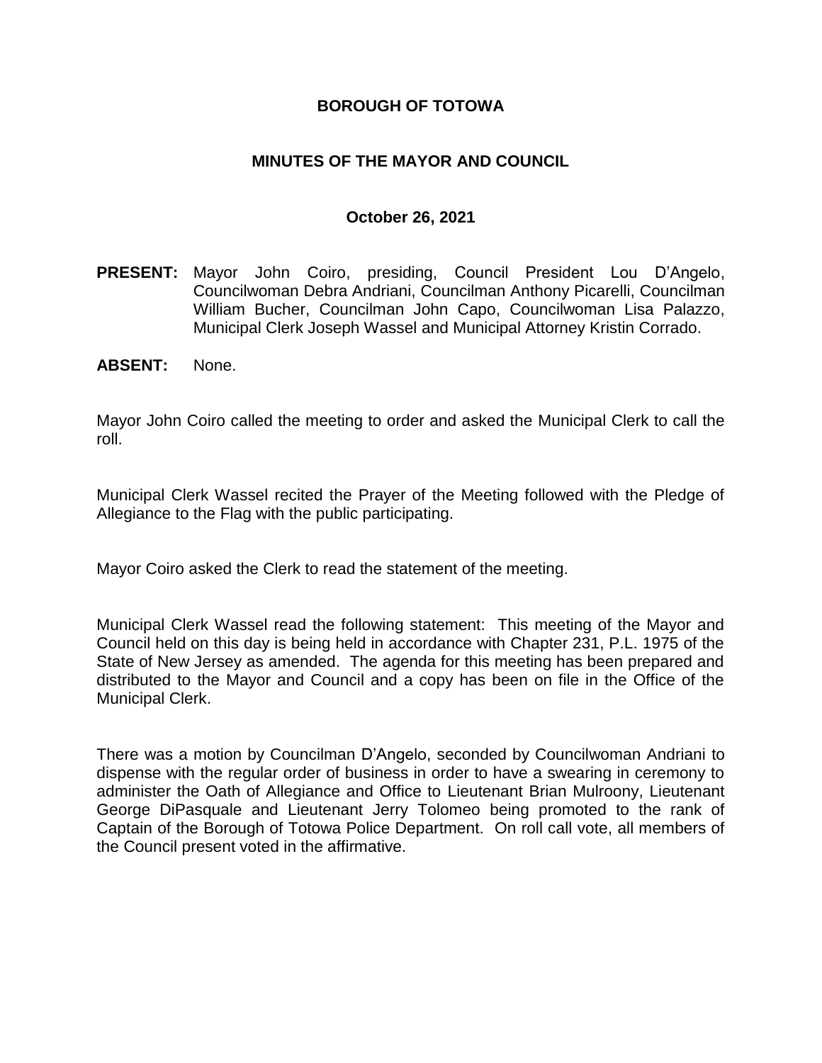# BOROUGH OF TOTOWA

## MINUTES OF THE MAYOR AND COUNCIL

### October 26, 2021

**PRESENT:** Mayor John Coiro, presiding, Council President Lou D'Angelo, Councilwoman Debra Andriani, Councilman Anthony Picarelli, Councilman William Bucher, Councilman John Capo, Councilwoman Lisa Palazzo, Municipal Clerk Joseph Wassel and Municipal Attorney Kristin Corrado.

**ABSENT:** None.

Mayor John Coiro called the meeting to order and asked the Municipal Clerk to call the roll.

Municipal Clerk Wassel recited the Prayer of the Meeting followed with the Pledge of Allegiance to the Flag with the public participating.

Mayor Coiro asked the Clerk to read the statement of the meeting.

Municipal Clerk Wassel read the following statement: This meeting of the Mayor and Council held on this day is being held in accordance with Chapter 231, P.L. 1975 of the State of New Jersey as amended. The agenda for this meeting has been prepared and distributed to the Mayor and Council and a copy has been on file in the Office of the Municipal Clerk.

There was a motion by Councilman D'Angelo, seconded by Councilwoman Andriani to dispense with the regular order of business in order to have a swearing in ceremony to administer the Oath of Allegiance and Office to Lieutenant Brian Mulroony, Lieutenant George DiPasquale and Lieutenant Jerry Tolomeo being promoted to the rank of Captain of the Borough of Totowa Police Department. On roll call vote, all members of the Council present voted in the affirmative.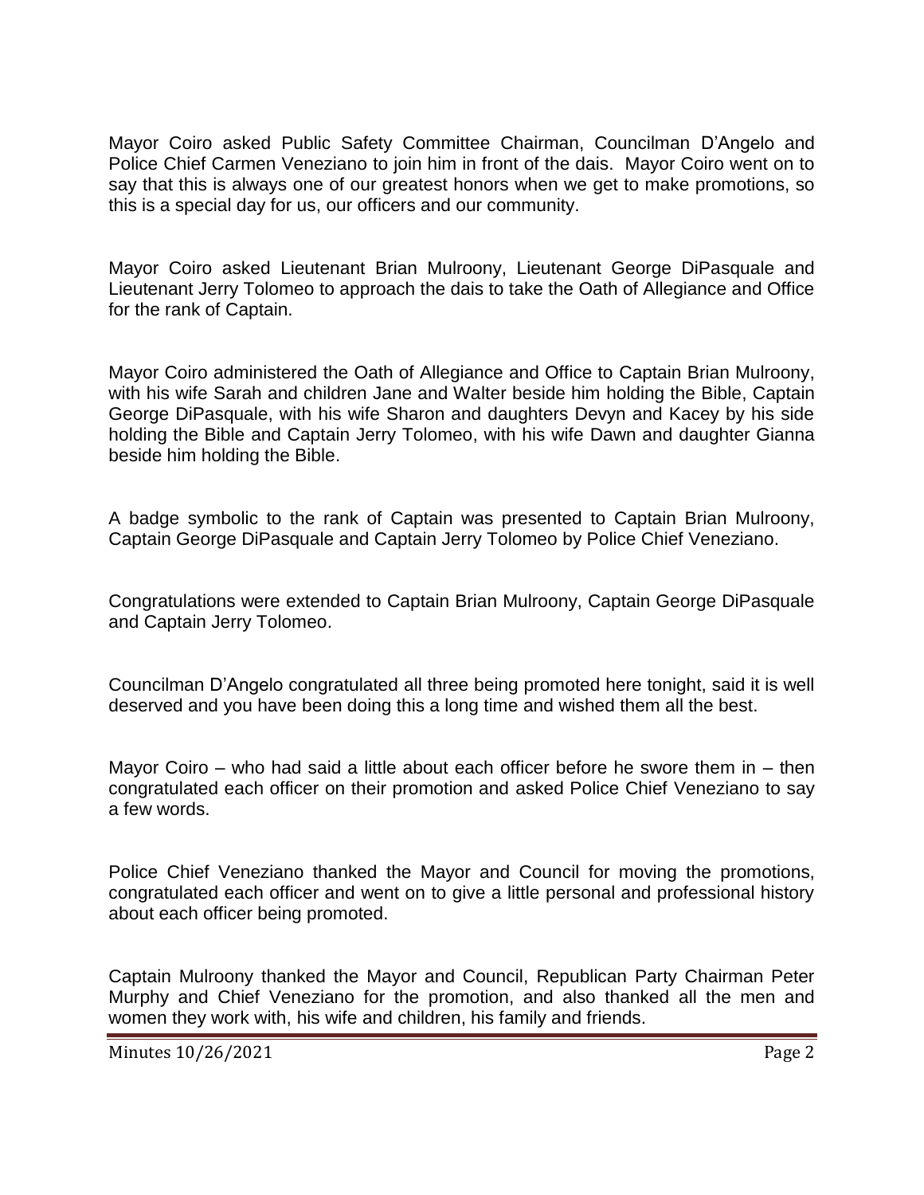Mayor Coiro asked Public Safety Committee Chairman, Councilman D'Angelo and Police Chief Carmen Veneziano to join him in front of the dais. Mayor Coiro went on to say that this is always one of our greatest honors when we get to make promotions, so this is a special day for us, our officers and our community.

Mayor Coiro asked Lieutenant Brian Mulroony, Lieutenant George DiPasquale and Lieutenant Jerry Tolomeo to approach the dais to take the Oath of Allegiance and Office for the rank of Captain.

Mayor Coiro administered the Oath of Allegiance and Office to Captain Brian Mulroony, with his wife Sarah and children Jane and Walter beside him holding the Bible, Captain George DiPasquale, with his wife Sharon and daughters Devyn and Kacey by his side holding the Bible and Captain Jerry Tolomeo, with his wife Dawn and daughter Gianna beside him holding the Bible.

A badge symbolic to the rank of Captain was presented to Captain Brian Mulroony, Captain George DiPasquale and Captain Jerry Tolomeo by Police Chief Veneziano.

Congratulations were extended to Captain Brian Mulroony, Captain George DiPasquale and Captain Jerry Tolomeo.

Councilman D'Angelo congratulated all three being promoted here tonight, said it is well deserved and you have been doing this a long time and wished them all the best.

Mayor Coiro – who had said a little about each officer before he swore them in – then congratulated each officer on their promotion and asked Police Chief Veneziano to say a few words.

Police Chief Veneziano thanked the Mayor and Council for moving the promotions, congratulated each officer and went on to give a little personal and professional history about each officer being promoted.

Captain Mulroony thanked the Mayor and Council, Republican Party Chairman Peter Murphy and Chief Veneziano for the promotion, and also thanked all the men and women they work with, his wife and children, his family and friends.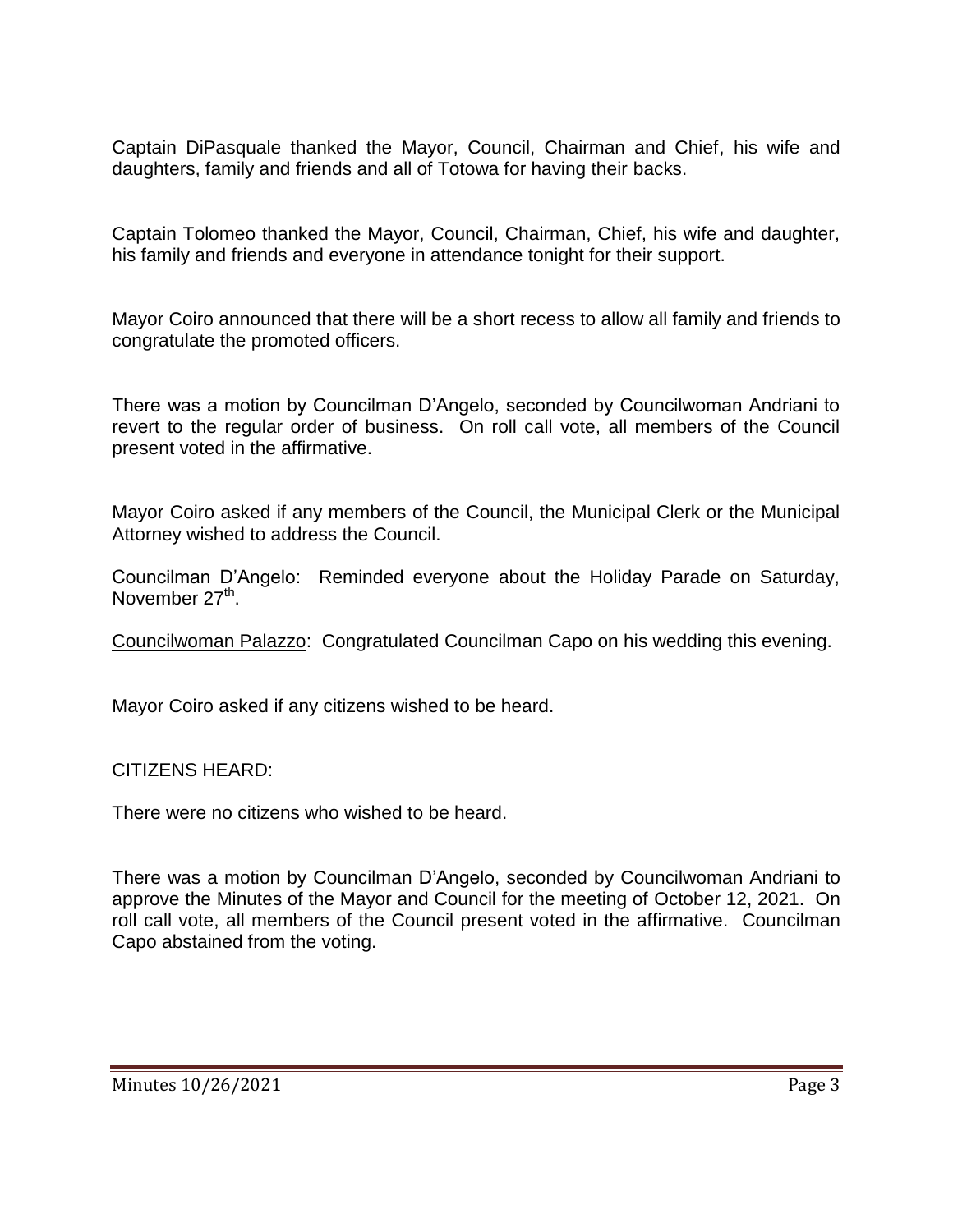Captain DiPasquale thanked the Mayor, Council, Chairman and Chief, his wife and daughters, family and friends and all of Totowa for having their backs.

Captain Tolomeo thanked the Mayor, Council, Chairman, Chief, his wife and daughter, his family and friends and everyone in attendance tonight for their support.

Mayor Coiro announced that there will be a short recess to allow all family and friends to congratulate the promoted officers.

There was a motion by Councilman D'Angelo, seconded by Councilwoman Andriani to revert to the regular order of business. On roll call vote, all members of the Council present voted in the affirmative.

Mayor Coiro asked if any members of the Council, the Municipal Clerk or the Municipal Attorney wished to address the Council.

Councilman D'Angelo: Reminded everyone about the Holiday Parade on Saturday, November 27th.

Councilwoman Palazzo: Congratulated Councilman Capo on his wedding this evening.

Mayor Coiro asked if any citizens wished to be heard.

CITIZENS HEARD:

There were no citizens who wished to be heard.

There was a motion by Councilman D'Angelo, seconded by Councilwoman Andriani to approve the Minutes of the Mayor and Council for the meeting of October 12, 2021. On roll call vote, all members of the Council present voted in the affirmative. Councilman Capo abstained from the voting.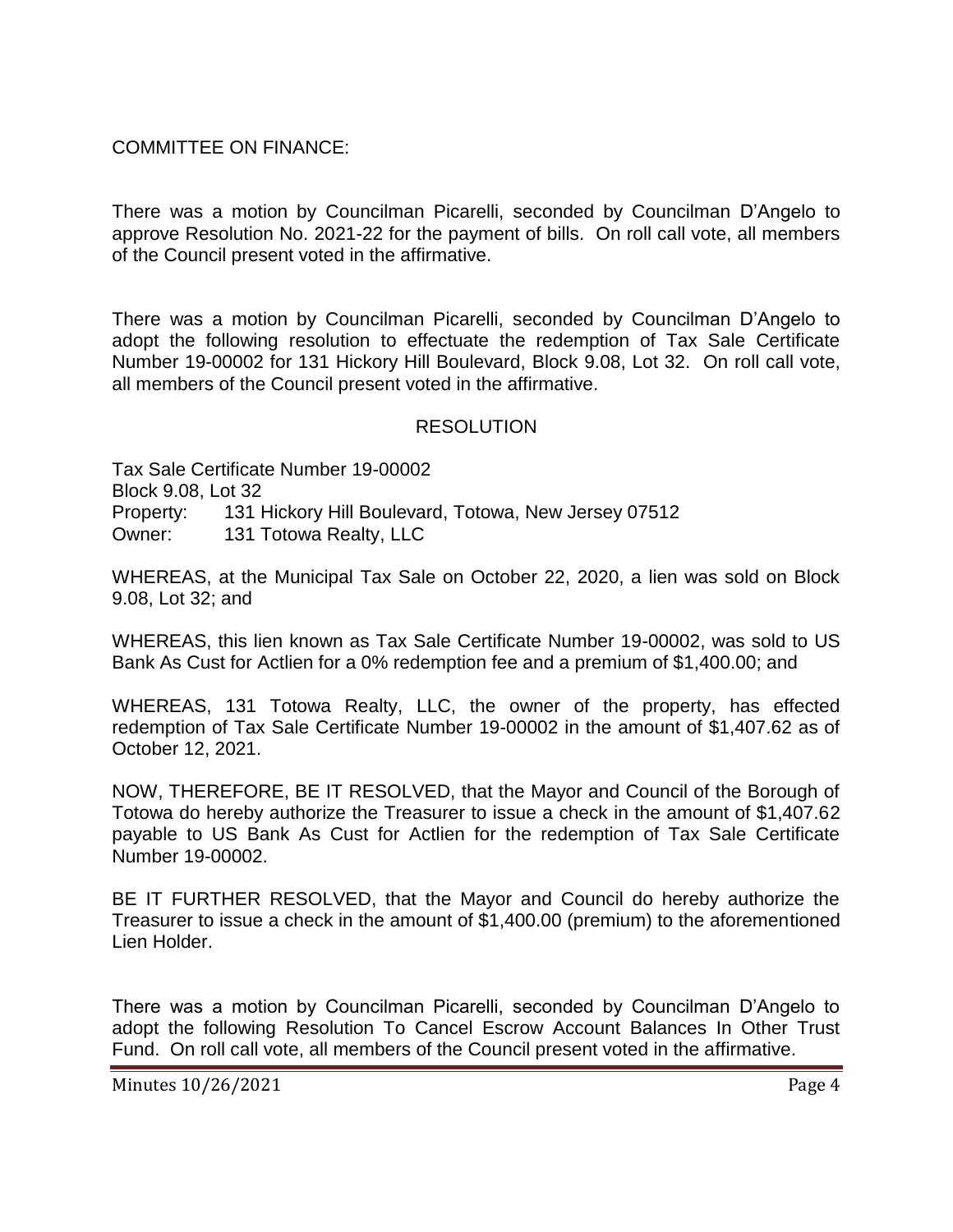COMMITTEE ON FINANCE:

There was a motion by Councilman Picarelli, seconded by Councilman D'Angelo to approve Resolution No. 2021-22 for the payment of bills. On roll call vote, all members of the Council present voted in the affirmative.

There was a motion by Councilman Picarelli, seconded by Councilman D'Angelo to adopt the following resolution to effectuate the redemption of Tax Sale Certificate Number 19-00002 for 131 Hickory Hill Boulevard, Block 9.08, Lot 32. On roll call vote, all members of the Council present voted in the affirmative.

RESOLUTION

Tax Sale Certificate Number 19-00002
Block 9.08, Lot 32
Property: 131 Hickory Hill Boulevard, Totowa, New Jersey 07512
Owner: 131 Totowa Realty, LLC

WHEREAS, at the Municipal Tax Sale on October 22, 2020, a lien was sold on Block 9.08, Lot 32; and

WHEREAS, this lien known as Tax Sale Certificate Number 19-00002, was sold to US Bank As Cust for Actlien for a 0% redemption fee and a premium of $1,400.00; and

WHEREAS, 131 Totowa Realty, LLC, the owner of the property, has effected redemption of Tax Sale Certificate Number 19-00002 in the amount of $1,407.62 as of October 12, 2021.

NOW, THEREFORE, BE IT RESOLVED, that the Mayor and Council of the Borough of Totowa do hereby authorize the Treasurer to issue a check in the amount of $1,407.62 payable to US Bank As Cust for Actlien for the redemption of Tax Sale Certificate Number 19-00002.

BE IT FURTHER RESOLVED, that the Mayor and Council do hereby authorize the Treasurer to issue a check in the amount of $1,400.00 (premium) to the aforementioned Lien Holder.

There was a motion by Councilman Picarelli, seconded by Councilman D'Angelo to adopt the following Resolution To Cancel Escrow Account Balances In Other Trust Fund. On roll call vote, all members of the Council present voted in the affirmative.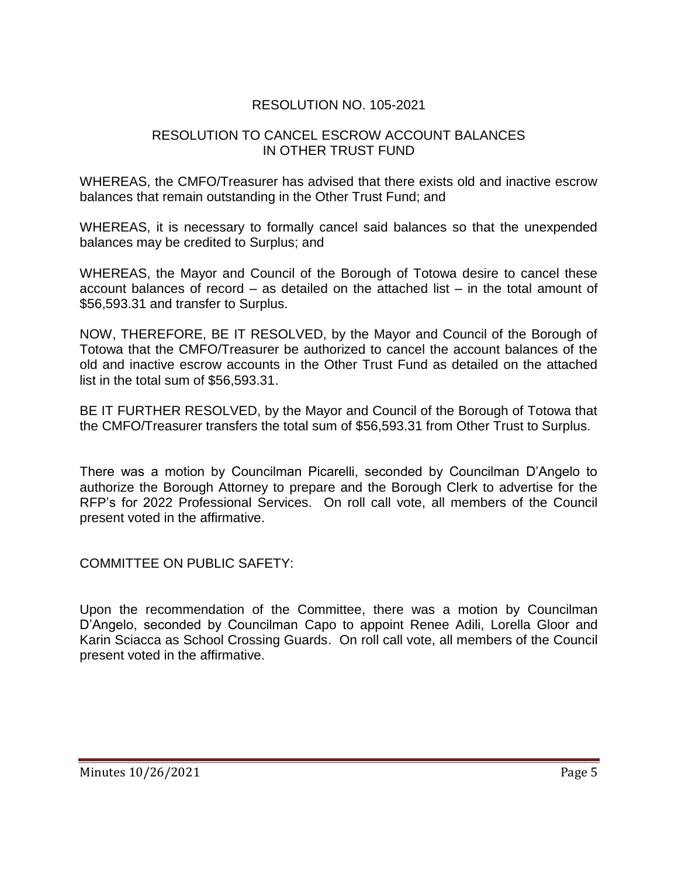RESOLUTION NO. 105-2021

RESOLUTION TO CANCEL ESCROW ACCOUNT BALANCES IN OTHER TRUST FUND

WHEREAS, the CMFO/Treasurer has advised that there exists old and inactive escrow balances that remain outstanding in the Other Trust Fund; and

WHEREAS, it is necessary to formally cancel said balances so that the unexpended balances may be credited to Surplus; and

WHEREAS, the Mayor and Council of the Borough of Totowa desire to cancel these account balances of record – as detailed on the attached list – in the total amount of $56,593.31 and transfer to Surplus.

NOW, THEREFORE, BE IT RESOLVED, by the Mayor and Council of the Borough of Totowa that the CMFO/Treasurer be authorized to cancel the account balances of the old and inactive escrow accounts in the Other Trust Fund as detailed on the attached list in the total sum of $56,593.31.

BE IT FURTHER RESOLVED, by the Mayor and Council of the Borough of Totowa that the CMFO/Treasurer transfers the total sum of $56,593.31 from Other Trust to Surplus.

There was a motion by Councilman Picarelli, seconded by Councilman D'Angelo to authorize the Borough Attorney to prepare and the Borough Clerk to advertise for the RFP's for 2022 Professional Services. On roll call vote, all members of the Council present voted in the affirmative.

COMMITTEE ON PUBLIC SAFETY:

Upon the recommendation of the Committee, there was a motion by Councilman D'Angelo, seconded by Councilman Capo to appoint Renee Adili, Lorella Gloor and Karin Sciacca as School Crossing Guards. On roll call vote, all members of the Council present voted in the affirmative.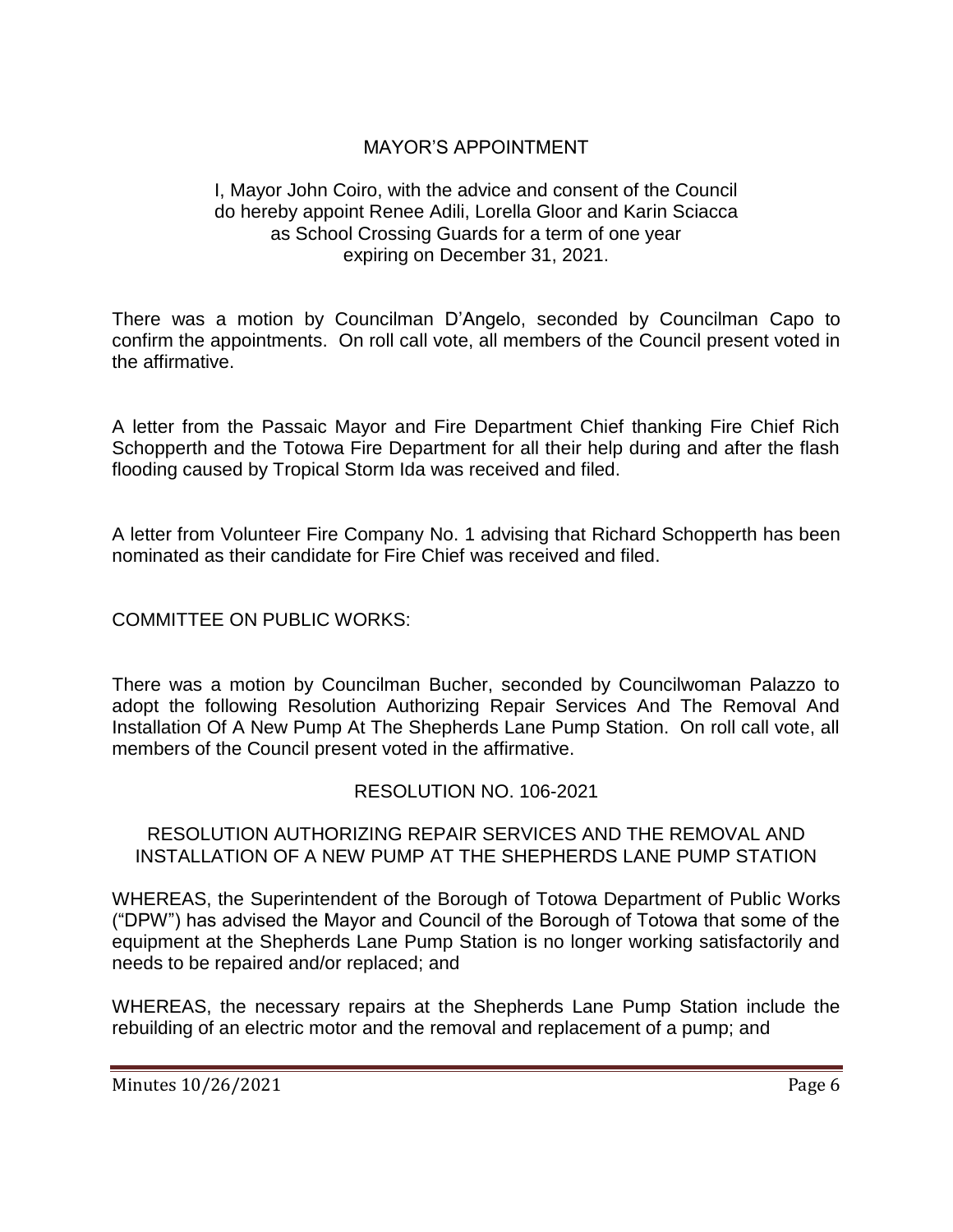## MAYOR'S APPOINTMENT

I, Mayor John Coiro, with the advice and consent of the Council do hereby appoint Renee Adili, Lorella Gloor and Karin Sciacca as School Crossing Guards for a term of one year expiring on December 31, 2021.

There was a motion by Councilman D'Angelo, seconded by Councilman Capo to confirm the appointments. On roll call vote, all members of the Council present voted in the affirmative.

A letter from the Passaic Mayor and Fire Department Chief thanking Fire Chief Rich Schopperth and the Totowa Fire Department for all their help during and after the flash flooding caused by Tropical Storm Ida was received and filed.

A letter from Volunteer Fire Company No. 1 advising that Richard Schopperth has been nominated as their candidate for Fire Chief was received and filed.

COMMITTEE ON PUBLIC WORKS:

There was a motion by Councilman Bucher, seconded by Councilwoman Palazzo to adopt the following Resolution Authorizing Repair Services And The Removal And Installation Of A New Pump At The Shepherds Lane Pump Station. On roll call vote, all members of the Council present voted in the affirmative.

### RESOLUTION NO. 106-2021

### RESOLUTION AUTHORIZING REPAIR SERVICES AND THE REMOVAL AND INSTALLATION OF A NEW PUMP AT THE SHEPHERDS LANE PUMP STATION

WHEREAS, the Superintendent of the Borough of Totowa Department of Public Works ("DPW") has advised the Mayor and Council of the Borough of Totowa that some of the equipment at the Shepherds Lane Pump Station is no longer working satisfactorily and needs to be repaired and/or replaced; and

WHEREAS, the necessary repairs at the Shepherds Lane Pump Station include the rebuilding of an electric motor and the removal and replacement of a pump; and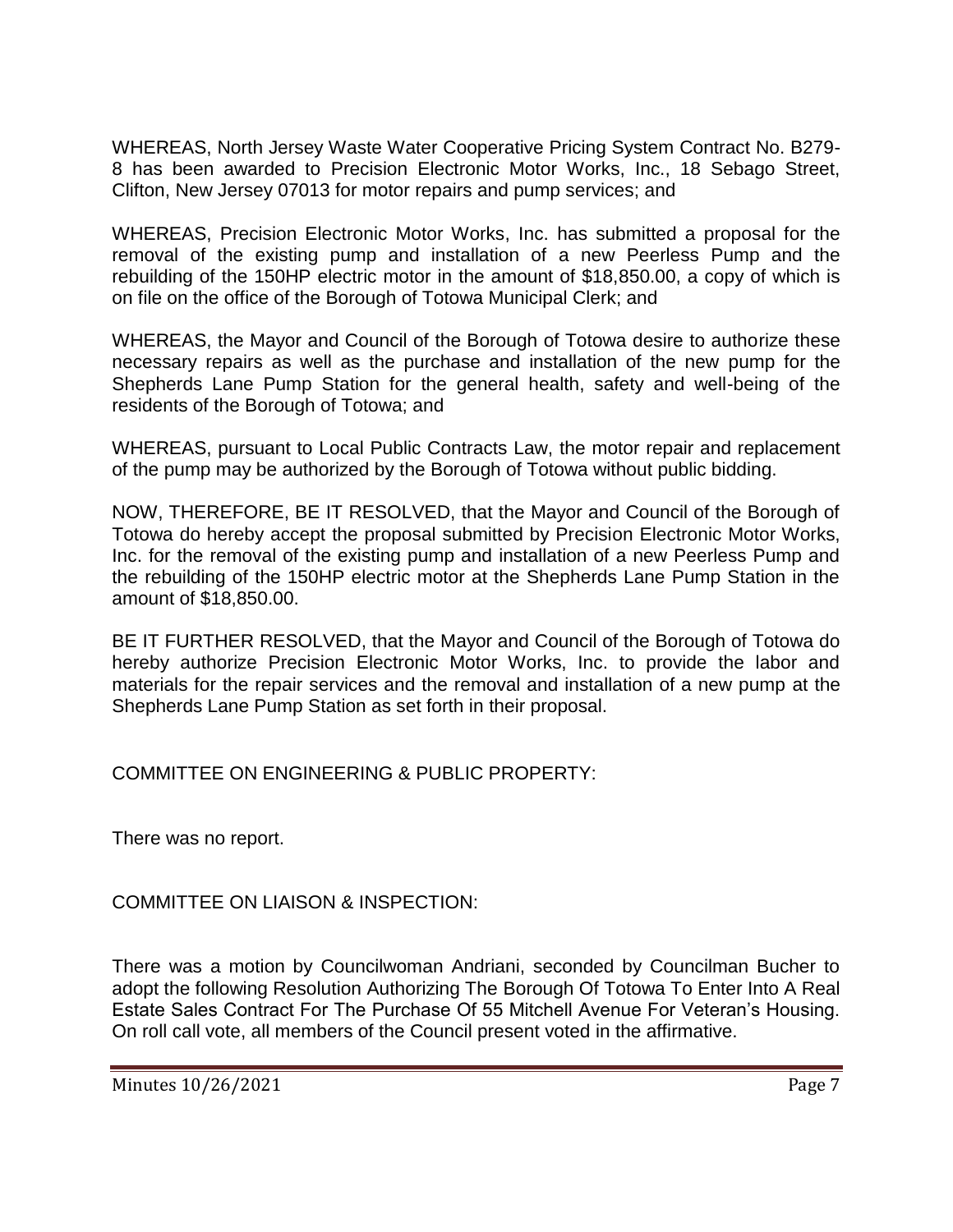WHEREAS, North Jersey Waste Water Cooperative Pricing System Contract No. B279-8 has been awarded to Precision Electronic Motor Works, Inc., 18 Sebago Street, Clifton, New Jersey 07013 for motor repairs and pump services; and

WHEREAS, Precision Electronic Motor Works, Inc. has submitted a proposal for the removal of the existing pump and installation of a new Peerless Pump and the rebuilding of the 150HP electric motor in the amount of $18,850.00, a copy of which is on file on the office of the Borough of Totowa Municipal Clerk; and

WHEREAS, the Mayor and Council of the Borough of Totowa desire to authorize these necessary repairs as well as the purchase and installation of the new pump for the Shepherds Lane Pump Station for the general health, safety and well-being of the residents of the Borough of Totowa; and

WHEREAS, pursuant to Local Public Contracts Law, the motor repair and replacement of the pump may be authorized by the Borough of Totowa without public bidding.

NOW, THEREFORE, BE IT RESOLVED, that the Mayor and Council of the Borough of Totowa do hereby accept the proposal submitted by Precision Electronic Motor Works, Inc. for the removal of the existing pump and installation of a new Peerless Pump and the rebuilding of the 150HP electric motor at the Shepherds Lane Pump Station in the amount of $18,850.00.

BE IT FURTHER RESOLVED, that the Mayor and Council of the Borough of Totowa do hereby authorize Precision Electronic Motor Works, Inc. to provide the labor and materials for the repair services and the removal and installation of a new pump at the Shepherds Lane Pump Station as set forth in their proposal.

COMMITTEE ON ENGINEERING & PUBLIC PROPERTY:

There was no report.

COMMITTEE ON LIAISON & INSPECTION:

There was a motion by Councilwoman Andriani, seconded by Councilman Bucher to adopt the following Resolution Authorizing The Borough Of Totowa To Enter Into A Real Estate Sales Contract For The Purchase Of 55 Mitchell Avenue For Veteran's Housing. On roll call vote, all members of the Council present voted in the affirmative.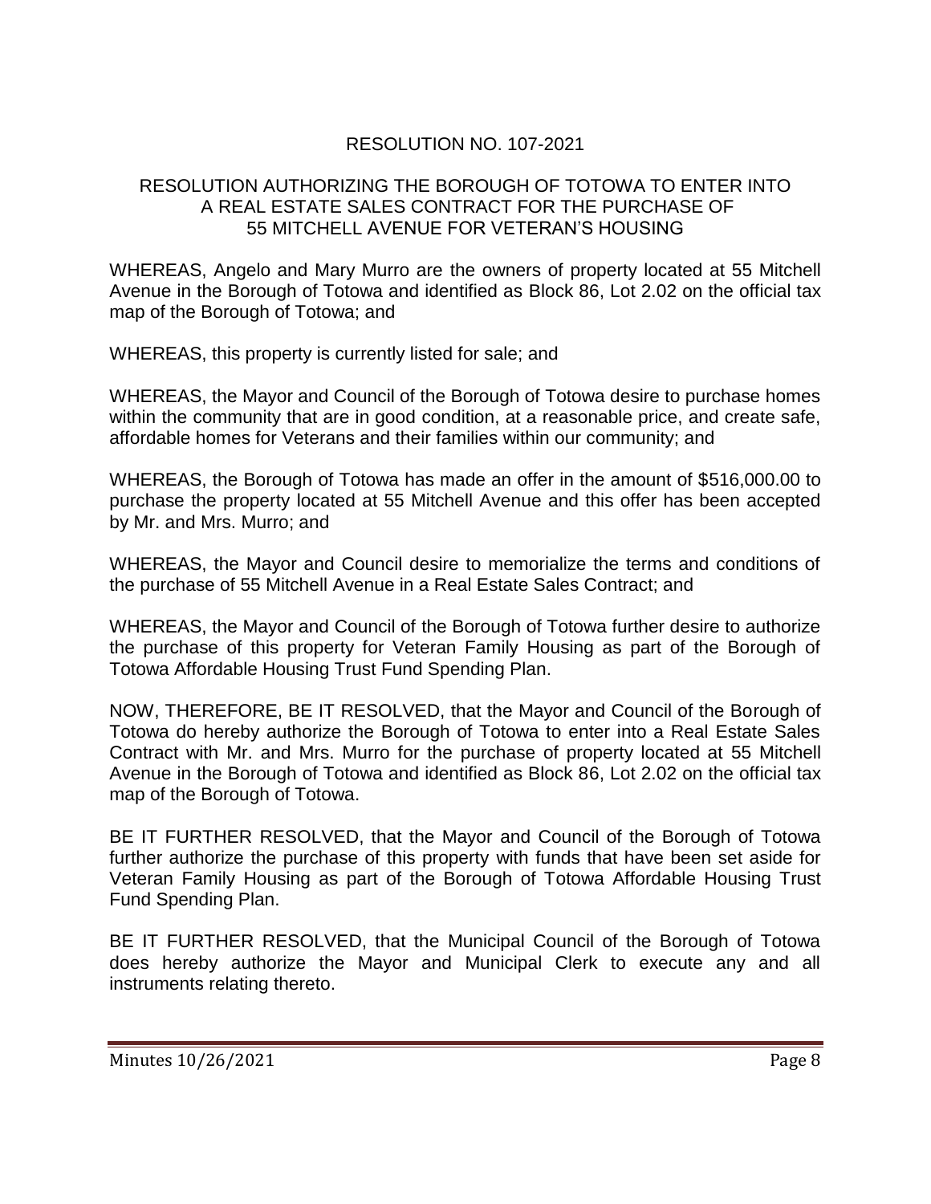## RESOLUTION NO. 107-2021

### RESOLUTION AUTHORIZING THE BOROUGH OF TOTOWA TO ENTER INTO A REAL ESTATE SALES CONTRACT FOR THE PURCHASE OF 55 MITCHELL AVENUE FOR VETERAN'S HOUSING

WHEREAS, Angelo and Mary Murro are the owners of property located at 55 Mitchell Avenue in the Borough of Totowa and identified as Block 86, Lot 2.02 on the official tax map of the Borough of Totowa; and

WHEREAS, this property is currently listed for sale; and

WHEREAS, the Mayor and Council of the Borough of Totowa desire to purchase homes within the community that are in good condition, at a reasonable price, and create safe, affordable homes for Veterans and their families within our community; and

WHEREAS, the Borough of Totowa has made an offer in the amount of $516,000.00 to purchase the property located at 55 Mitchell Avenue and this offer has been accepted by Mr. and Mrs. Murro; and

WHEREAS, the Mayor and Council desire to memorialize the terms and conditions of the purchase of 55 Mitchell Avenue in a Real Estate Sales Contract; and

WHEREAS, the Mayor and Council of the Borough of Totowa further desire to authorize the purchase of this property for Veteran Family Housing as part of the Borough of Totowa Affordable Housing Trust Fund Spending Plan.

NOW, THEREFORE, BE IT RESOLVED, that the Mayor and Council of the Borough of Totowa do hereby authorize the Borough of Totowa to enter into a Real Estate Sales Contract with Mr. and Mrs. Murro for the purchase of property located at 55 Mitchell Avenue in the Borough of Totowa and identified as Block 86, Lot 2.02 on the official tax map of the Borough of Totowa.

BE IT FURTHER RESOLVED, that the Mayor and Council of the Borough of Totowa further authorize the purchase of this property with funds that have been set aside for Veteran Family Housing as part of the Borough of Totowa Affordable Housing Trust Fund Spending Plan.

BE IT FURTHER RESOLVED, that the Municipal Council of the Borough of Totowa does hereby authorize the Mayor and Municipal Clerk to execute any and all instruments relating thereto.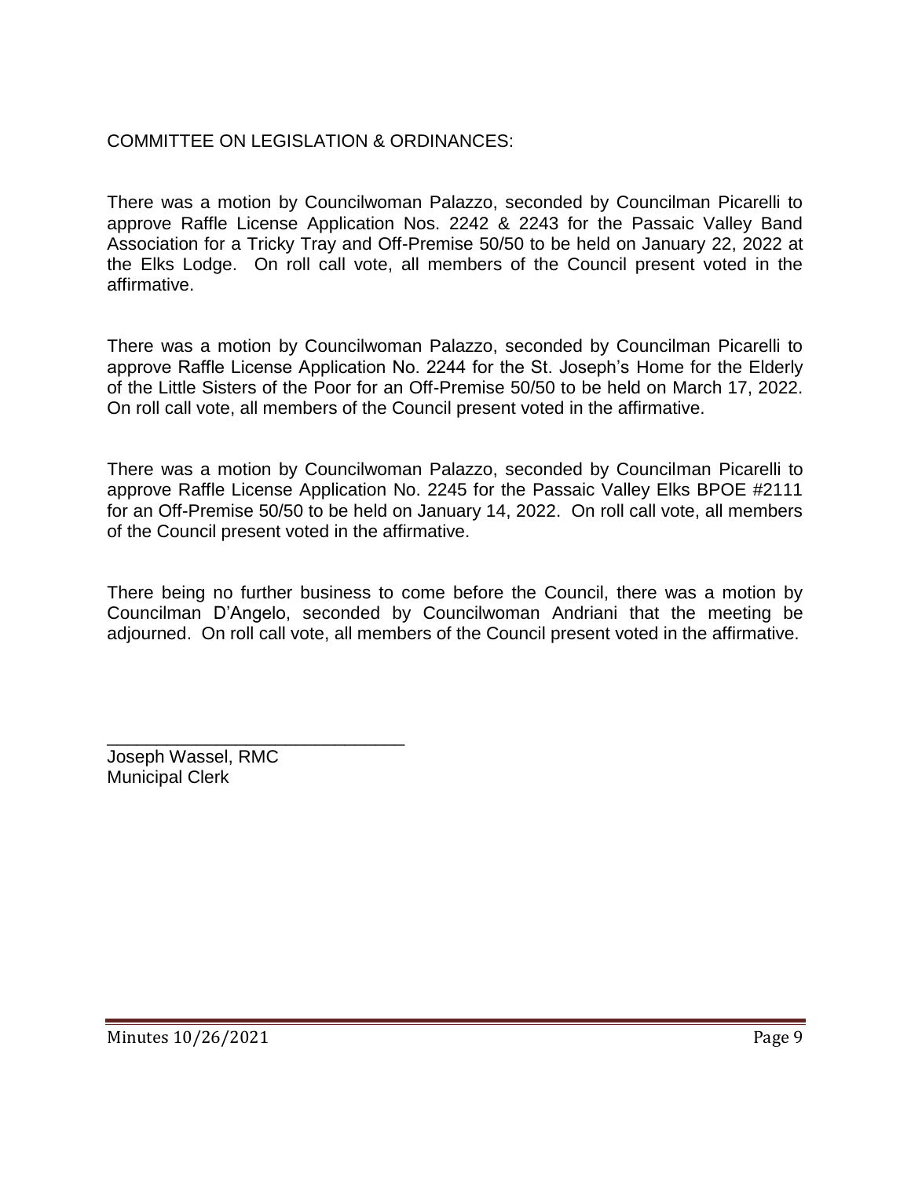COMMITTEE ON LEGISLATION & ORDINANCES:

There was a motion by Councilwoman Palazzo, seconded by Councilman Picarelli to approve Raffle License Application Nos. 2242 & 2243 for the Passaic Valley Band Association for a Tricky Tray and Off-Premise 50/50 to be held on January 22, 2022 at the Elks Lodge. On roll call vote, all members of the Council present voted in the affirmative.

There was a motion by Councilwoman Palazzo, seconded by Councilman Picarelli to approve Raffle License Application No. 2244 for the St. Joseph's Home for the Elderly of the Little Sisters of the Poor for an Off-Premise 50/50 to be held on March 17, 2022. On roll call vote, all members of the Council present voted in the affirmative.

There was a motion by Councilwoman Palazzo, seconded by Councilman Picarelli to approve Raffle License Application No. 2245 for the Passaic Valley Elks BPOE #2111 for an Off-Premise 50/50 to be held on January 14, 2022. On roll call vote, all members of the Council present voted in the affirmative.

There being no further business to come before the Council, there was a motion by Councilman D'Angelo, seconded by Councilwoman Andriani that the meeting be adjourned. On roll call vote, all members of the Council present voted in the affirmative.

\_\_\_\_\_\_\_\_\_\_\_\_\_\_\_\_\_\_\_\_\_\_\_\_\_\_\_\_\_\_\_

Joseph Wassel, RMC
Municipal Clerk